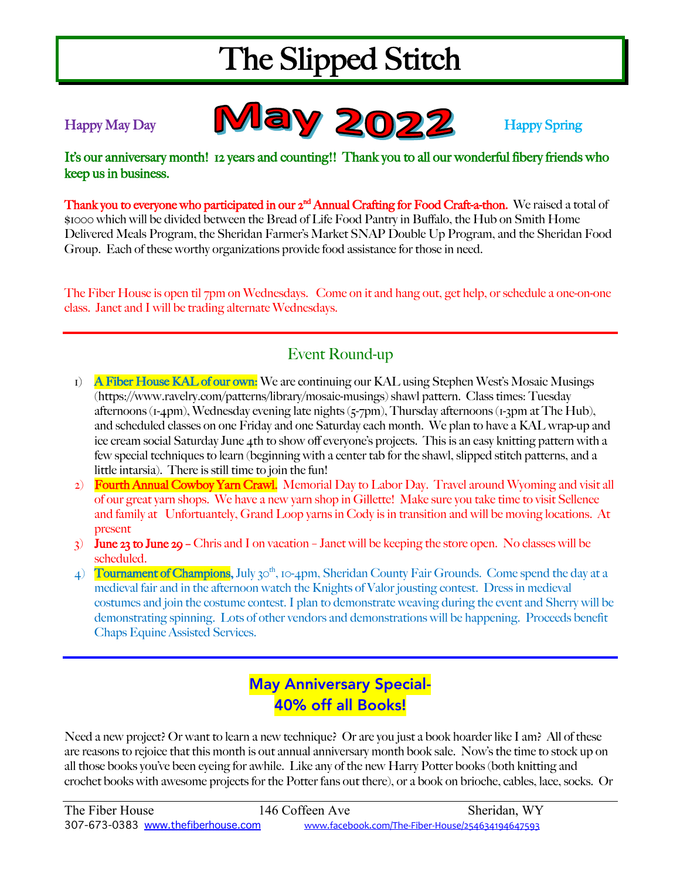# The Slipped Stitch

Happy May Day **May 2022** Happy Spring

**It's our anniversary month! 12 years and counting!! Thank you to all our wonderful fibery friends who keep us in business.**

**Thank you to everyone who participated in our 2nd Annual Crafting for Food Craft-a-thon.** We raised a total of $1000 which will be divided between the Bread of Life Food Pantry in Buffalo, the Hub on Smith Home Delivered Meals Program, the Sheridan Farmer's Market SNAP Double Up Program, and the Sheridan Food Group. Each of these worthy organizations provide food assistance for those in need.

The Fiber House is open til 7pm on Wednesdays. Come on it and hang out, get help, or schedule a one-on-one class. Janet and I will be trading alternate Wednesdays.

## Event Round-up

1) **A Fiber House KAL of our own:** We are continuing our KAL using Stephen West's Mosaic Musings (https://www.ravelry.com/patterns/library/mosaic-musings) shawl pattern. Class times: Tuesday afternoons (1-4pm), Wednesday evening late nights (5-7pm), Thursday afternoons (1-3pm at The Hub), and scheduled classes on one Friday and one Saturday each month. We plan to have a KAL wrap-up and ice cream social Saturday June 4th to show off everyone's projects. This is an easy knitting pattern with a few special techniques to learn (beginning with a center tab for the shawl, slipped stitch patterns, and a little intarsia). There is still time to join the fun!
2) **Fourth Annual Cowboy Yarn Crawl.** Memorial Day to Labor Day. Travel around Wyoming and visit all of our great yarn shops. We have a new yarn shop in Gillette! Make sure you take time to visit Sellenee and family at Unfortuantely, Grand Loop yarns in Cody is in transition and will be moving locations. At present
3) **June 23 to June 29** – Chris and I on vacation – Janet will be keeping the store open. No classes will be scheduled.
4) **Tournament of Champions**, July 30th, 10-4pm, Sheridan County Fair Grounds. Come spend the day at a medieval fair and in the afternoon watch the Knights of Valor jousting contest. Dress in medieval costumes and join the costume contest. I plan to demonstrate weaving during the event and Sherry will be demonstrating spinning. Lots of other vendors and demonstrations will be happening. Proceeds benefit Chaps Equine Assisted Services.

## May Anniversary Special- 40% off all Books!

Need a new project? Or want to learn a new technique? Or are you just a book hoarder like I am? All of these are reasons to rejoice that this month is out annual anniversary month book sale. Now's the time to stock up on all those books you've been eyeing for awhile. Like any of the new Harry Potter books (both knitting and crochet books with awesome projects for the Potter fans out there), or a book on brioche, cables, lace, socks. Or

The Fiber House 146 Coffeen Ave Sheridan, WY
307-673-0383 www.thefiberhouse.com www.facebook.com/The-Fiber-House/254634194647593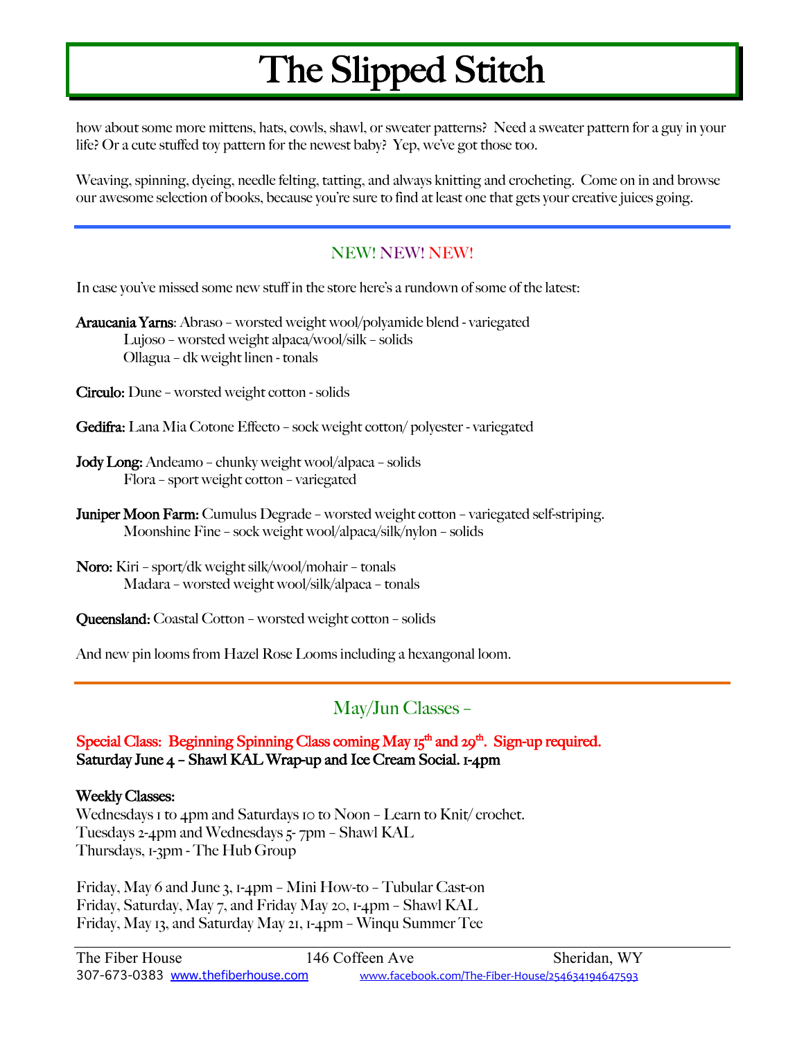# The Slipped Stitch

how about some more mittens, hats, cowls, shawl, or sweater patterns? Need a sweater pattern for a guy in your life? Or a cute stuffed toy pattern for the newest baby? Yep, we've got those too.

Weaving, spinning, dyeing, needle felting, tatting, and always knitting and crocheting. Come on in and browse our awesome selection of books, because you're sure to find at least one that gets your creative juices going.

---

## NEW! NEW! NEW!

In case you've missed some new stuff in the store here's a rundown of some of the latest:

**Araucania Yarns**: Abraso – worsted weight wool/polyamide blend - variegated
Lujoso – worsted weight alpaca/wool/silk – solids
Ollagua – dk weight linen - tonals

**Circulo:** Dune – worsted weight cotton - solids

**Gedifra:** Lana Mia Cotone Effecto – sock weight cotton/ polyester - variegated

**Jody Long:** Andeamo – chunky weight wool/alpaca – solids
Flora – sport weight cotton – variegated

**Juniper Moon Farm:** Cumulus Degrade – worsted weight cotton – variegated self-striping.
Moonshine Fine – sock weight wool/alpaca/silk/nylon – solids

**Noro:** Kiri – sport/dk weight silk/wool/mohair – tonals
Madara – worsted weight wool/silk/alpaca – tonals

**Queensland:** Coastal Cotton – worsted weight cotton – solids

And new pin looms from Hazel Rose Looms including a hexangonal loom.

---

## May/Jun Classes –

**Special Class: Beginning Spinning Class coming May 15th and 29th. Sign-up required.**
**Saturday June 4 – Shawl KAL Wrap-up and Ice Cream Social. 1-4pm**

**Weekly Classes:**
Wednesdays 1 to 4pm and Saturdays 10 to Noon – Learn to Knit/ crochet.
Tuesdays 2-4pm and Wednesdays 5- 7pm – Shawl KAL
Thursdays, 1-3pm - The Hub Group

Friday, May 6 and June 3, 1-4pm – Mini How-to – Tubular Cast-on
Friday, Saturday, May 7, and Friday May 20, 1-4pm – Shawl KAL
Friday, May 13, and Saturday May 21, 1-4pm – Winqu Summer Tee

The Fiber House 146 Coffeen Ave Sheridan, WY
307-673-0383 www.thefiberhouse.com www.facebook.com/The-Fiber-House/254634194647593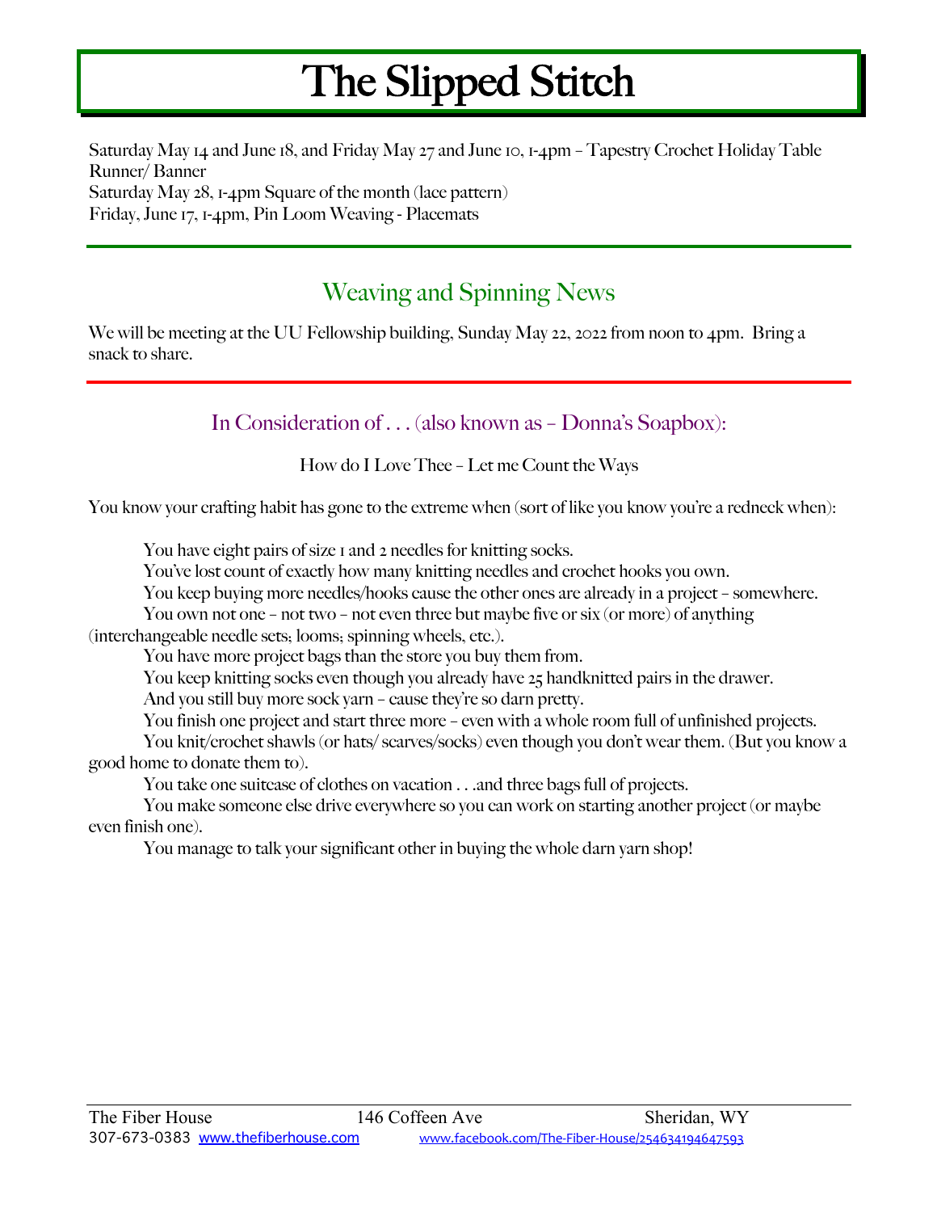# The Slipped Stitch

Saturday May 14 and June 18, and Friday May 27 and June 10, 1-4pm – Tapestry Crochet Holiday Table Runner/ Banner
Saturday May 28, 1-4pm Square of the month (lace pattern)
Friday, June 17, 1-4pm, Pin Loom Weaving - Placemats

## Weaving and Spinning News

We will be meeting at the UU Fellowship building, Sunday May 22, 2022 from noon to 4pm. Bring a snack to share.

### In Consideration of . . . (also known as – Donna's Soapbox):

How do I Love Thee – Let me Count the Ways

You know your crafting habit has gone to the extreme when (sort of like you know you're a redneck when):

You have eight pairs of size 1 and 2 needles for knitting socks.
You've lost count of exactly how many knitting needles and crochet hooks you own.
You keep buying more needles/hooks cause the other ones are already in a project – somewhere.
You own not one – not two – not even three but maybe five or six (or more) of anything (interchangeable needle sets; looms; spinning wheels, etc.).
You have more project bags than the store you buy them from.
You keep knitting socks even though you already have 25 handknitted pairs in the drawer.
And you still buy more sock yarn – cause they're so darn pretty.
You finish one project and start three more – even with a whole room full of unfinished projects.
You knit/crochet shawls (or hats/ scarves/socks) even though you don't wear them. (But you know a good home to donate them to).
You take one suitcase of clothes on vacation . . .and three bags full of projects.
You make someone else drive everywhere so you can work on starting another project (or maybe even finish one).
You manage to talk your significant other in buying the whole darn yarn shop!

The Fiber House 146 Coffeen Ave Sheridan, WY
307-673-0383 www.thefiberhouse.com www.facebook.com/The-Fiber-House/254634194647593